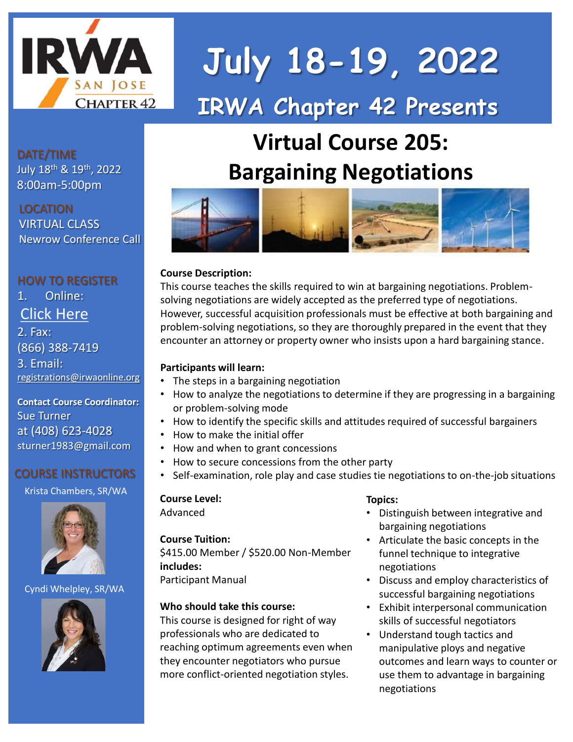# July 18-19, 2022

## IRWA Chapter 42 Presents

# Virtual Course 205: Bargaining Negotiations

**DATE/TIME**
July 18th & 19th, 2022
8:00am-5:00pm

**LOCATION**
VIRTUAL CLASS
Newrow Conference Call

**HOW TO REGISTER**

1. Online: Click Here
2. Fax: (866) 388-7419
3. Email: registrations@irwaonline.org

**Contact Course Coordinator:**
Sue Turner
at (408) 623-4028
sturner1983@gmail.com

**COURSE INSTRUCTORS**

Krista Chambers, SR/WA

Cyndi Whelpley, SR/WA

**Course Description:**
This course teaches the skills required to win at bargaining negotiations. Problem-solving negotiations are widely accepted as the preferred type of negotiations. However, successful acquisition professionals must be effective at both bargaining and problem-solving negotiations, so they are thoroughly prepared in the event that they encounter an attorney or property owner who insists upon a hard bargaining stance.

**Participants will learn:**

- The steps in a bargaining negotiation
- How to analyze the negotiations to determine if they are progressing in a bargaining or problem-solving mode
- How to identify the specific skills and attitudes required of successful bargainers
- How to make the initial offer
- How and when to grant concessions
- How to secure concessions from the other party
- Self-examination, role play and case studies tie negotiations to on-the-job situations

**Course Level:**
Advanced

**Course Tuition:**
$415.00 Member / $520.00 Non-Member
**includes:**
Participant Manual

**Who should take this course:**
This course is designed for right of way professionals who are dedicated to reaching optimum agreements even when they encounter negotiators who pursue more conflict-oriented negotiation styles.

**Topics:**

- Distinguish between integrative and bargaining negotiations
- Articulate the basic concepts in the funnel technique to integrative negotiations
- Discuss and employ characteristics of successful bargaining negotiations
- Exhibit interpersonal communication skills of successful negotiators
- Understand tough tactics and manipulative ploys and negative outcomes and learn ways to counter or use them to advantage in bargaining negotiations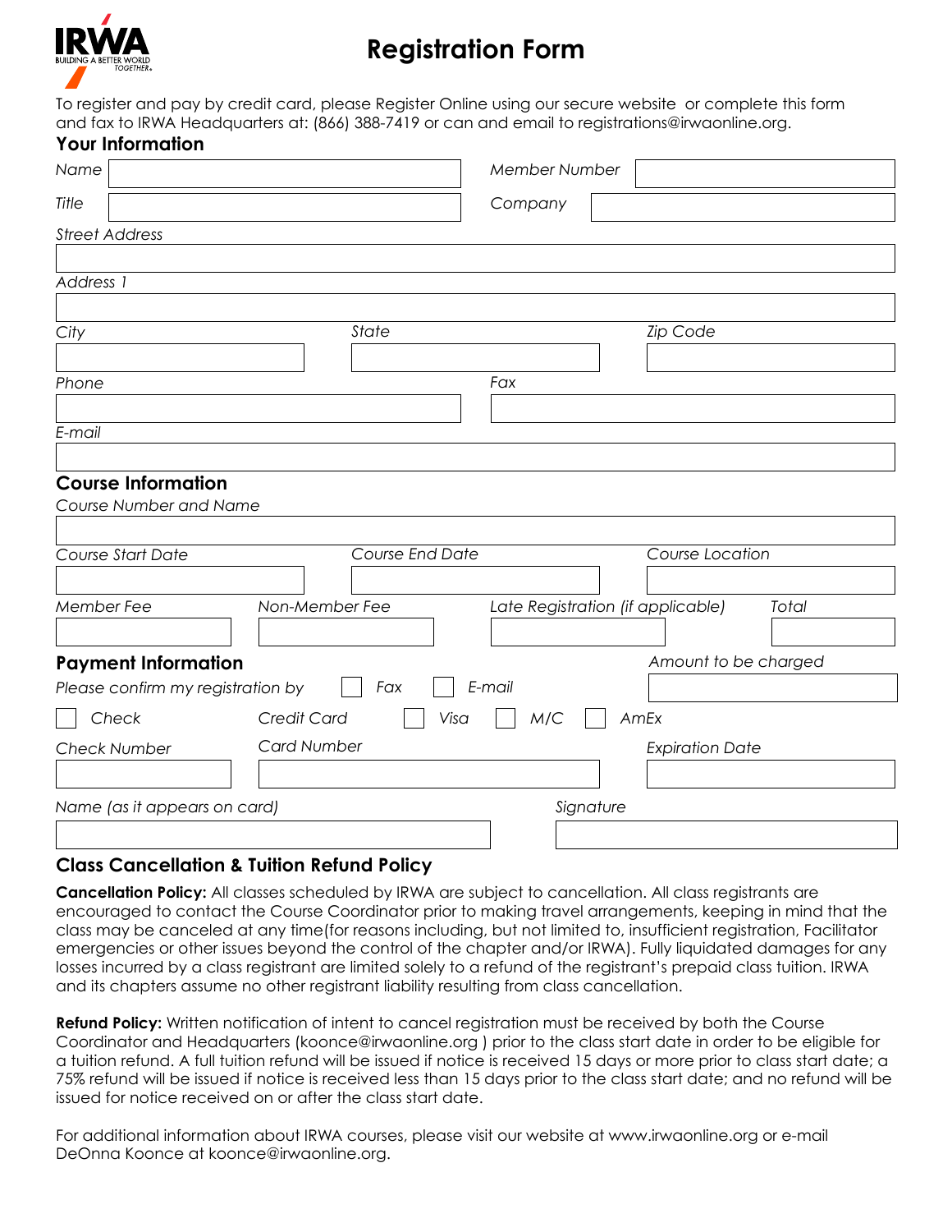# Registration Form

To register and pay by credit card, please Register Online using our secure website or complete this form and fax to IRWA Headquarters at: (866) 388-7419 or can and email to registrations@irwaonline.org.

## Your Information

*Name* ____________________ *Member Number* ____________________

*Title* ____________________ *Company* ____________________

*Street Address* ____________________

*Address 1* ____________________

*City* ____________________ *State* ____________________ *Zip Code* ____________________

*Phone* ____________________ *Fax* ____________________

*E-mail* ____________________

## Course Information

*Course Number and Name* ____________________

*Course Start Date* ____________________ *Course End Date* ____________________ *Course Location* ____________________

*Member Fee* ____________________ *Non-Member Fee* ____________________ *Late Registration (if applicable)* ____________________ *Total* ____________________

## Payment Information

*Amount to be charged* ____________________

*Please confirm my registration by* ☐ *Fax* ☐ *E-mail*

☐ *Check* *Credit Card* ☐ *Visa* ☐ *M/C* ☐ *AmEx*

*Check Number* ____________________ *Card Number* ____________________ *Expiration Date* ____________________

*Name (as it appears on card)* ____________________ *Signature* ____________________

## Class Cancellation & Tuition Refund Policy

**Cancellation Policy:** All classes scheduled by IRWA are subject to cancellation. All class registrants are encouraged to contact the Course Coordinator prior to making travel arrangements, keeping in mind that the class may be canceled at any time(for reasons including, but not limited to, insufficient registration, Facilitator emergencies or other issues beyond the control of the chapter and/or IRWA). Fully liquidated damages for any losses incurred by a class registrant are limited solely to a refund of the registrant's prepaid class tuition. IRWA and its chapters assume no other registrant liability resulting from class cancellation.

**Refund Policy:** Written notification of intent to cancel registration must be received by both the Course Coordinator and Headquarters (koonce@irwaonline.org ) prior to the class start date in order to be eligible for a tuition refund. A full tuition refund will be issued if notice is received 15 days or more prior to class start date; a 75% refund will be issued if notice is received less than 15 days prior to the class start date; and no refund will be issued for notice received on or after the class start date.

For additional information about IRWA courses, please visit our website at www.irwaonline.org or e-mail DeOnna Koonce at koonce@irwaonline.org.